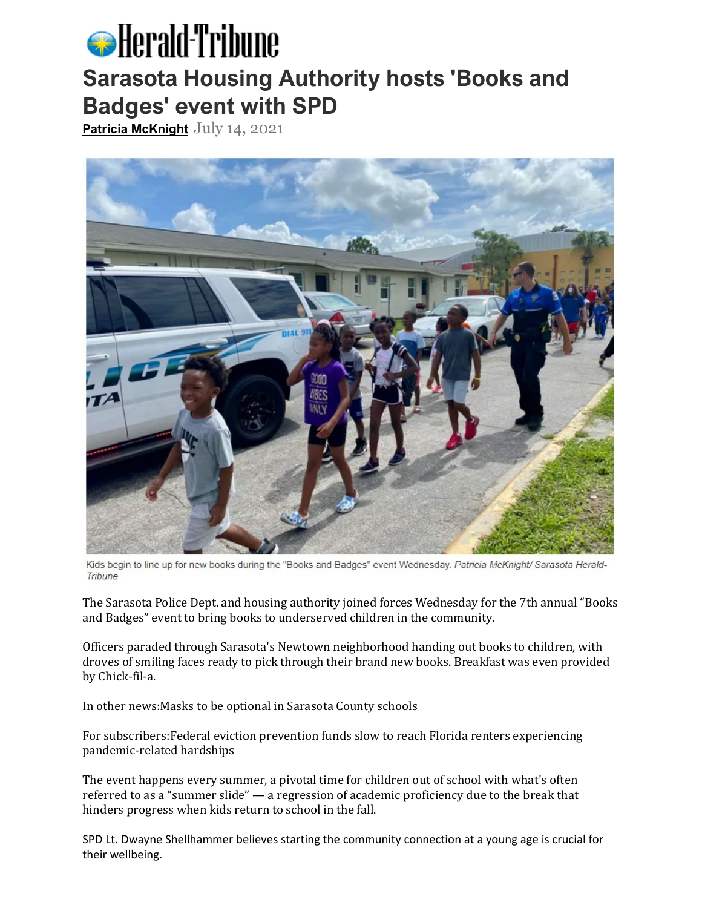# Herald-Tribune

# Sarasota Housing Authority hosts 'Books and Badges' event with SPD

**Patricia McKnight** July 14, 2021

Kids begin to line up for new books during the "Books and Badges" event Wednesday. *Patricia McKnight/ Sarasota Herald-Tribune*

The Sarasota Police Dept. and housing authority joined forces Wednesday for the 7th annual "Books and Badges" event to bring books to underserved children in the community.

Officers paraded through Sarasota's Newtown neighborhood handing out books to children, with droves of smiling faces ready to pick through their brand new books. Breakfast was even provided by Chick-fil-a.

In other news:Masks to be optional in Sarasota County schools

For subscribers:Federal eviction prevention funds slow to reach Florida renters experiencing pandemic-related hardships

The event happens every summer, a pivotal time for children out of school with what's often referred to as a "summer slide" — a regression of academic proficiency due to the break that hinders progress when kids return to school in the fall.

SPD Lt. Dwayne Shellhammer believes starting the community connection at a young age is crucial for their wellbeing.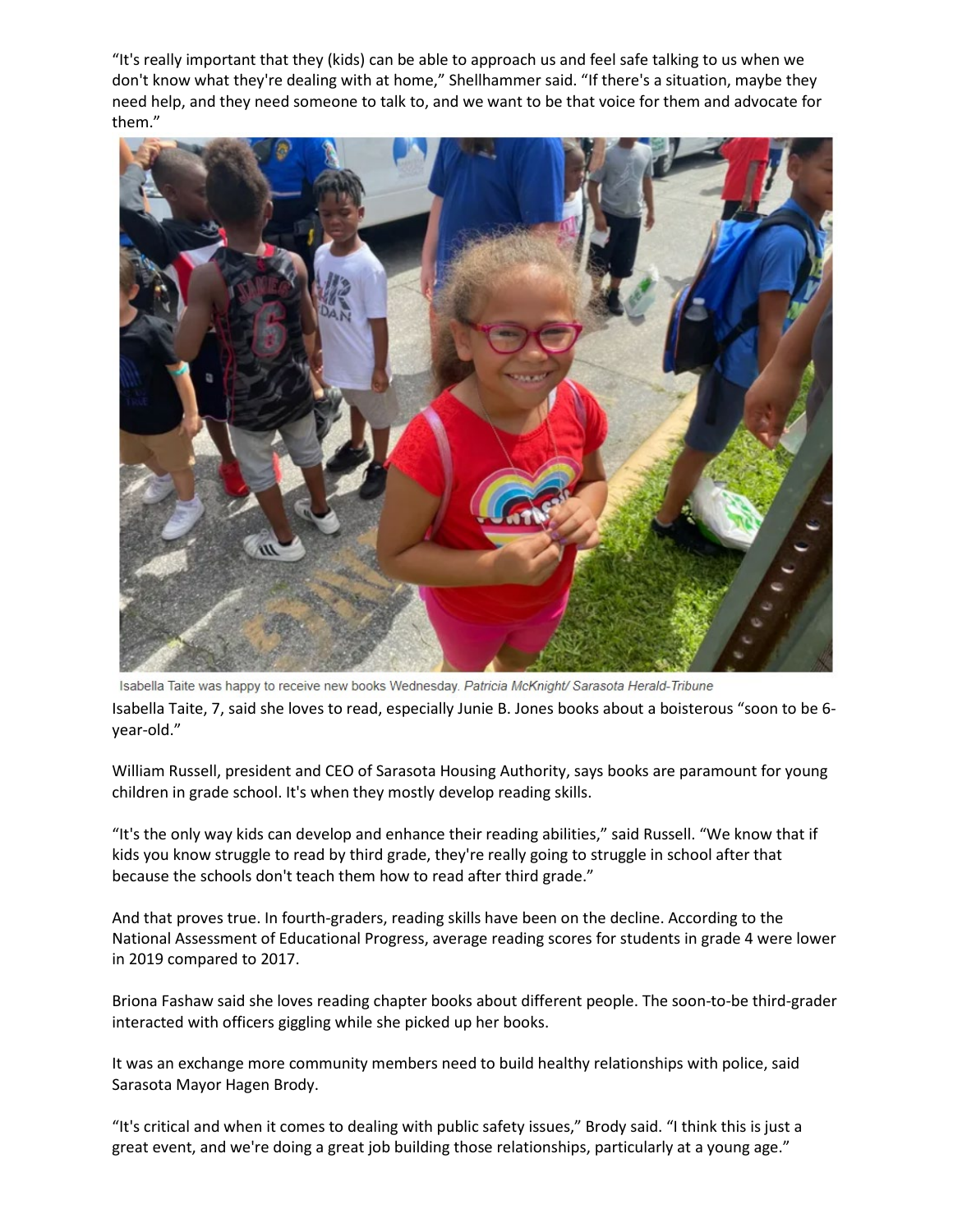"It's really important that they (kids) can be able to approach us and feel safe talking to us when we don't know what they're dealing with at home," Shellhammer said. "If there's a situation, maybe they need help, and they need someone to talk to, and we want to be that voice for them and advocate for them."

Isabella Taite was happy to receive new books Wednesday. *Patricia McKnight/ Sarasota Herald-Tribune*

Isabella Taite, 7, said she loves to read, especially Junie B. Jones books about a boisterous "soon to be 6-year-old."

William Russell, president and CEO of Sarasota Housing Authority, says books are paramount for young children in grade school. It's when they mostly develop reading skills.

"It's the only way kids can develop and enhance their reading abilities," said Russell. "We know that if kids you know struggle to read by third grade, they're really going to struggle in school after that because the schools don't teach them how to read after third grade."

And that proves true. In fourth-graders, reading skills have been on the decline. According to the National Assessment of Educational Progress, average reading scores for students in grade 4 were lower in 2019 compared to 2017.

Briona Fashaw said she loves reading chapter books about different people. The soon-to-be third-grader interacted with officers giggling while she picked up her books.

It was an exchange more community members need to build healthy relationships with police, said Sarasota Mayor Hagen Brody.

"It's critical and when it comes to dealing with public safety issues," Brody said. "I think this is just a great event, and we're doing a great job building those relationships, particularly at a young age."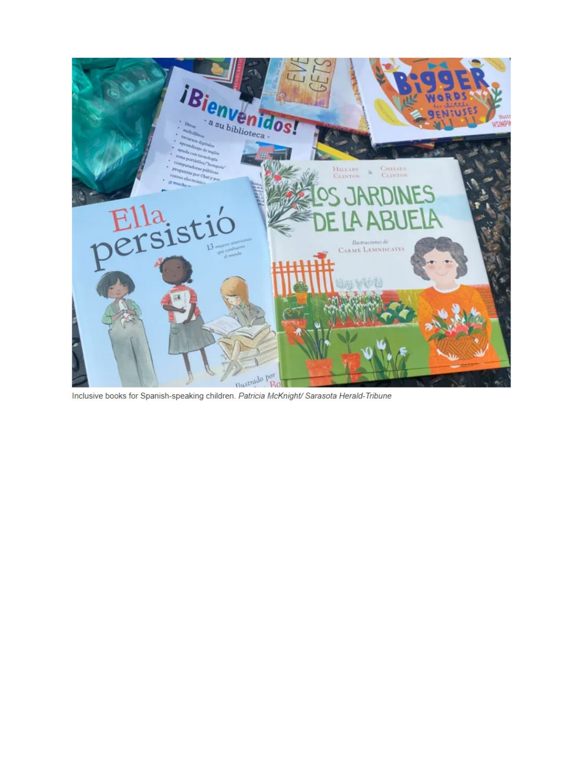Inclusive books for Spanish-speaking children. *Patricia McKnight/ Sarasota Herald-Tribune*